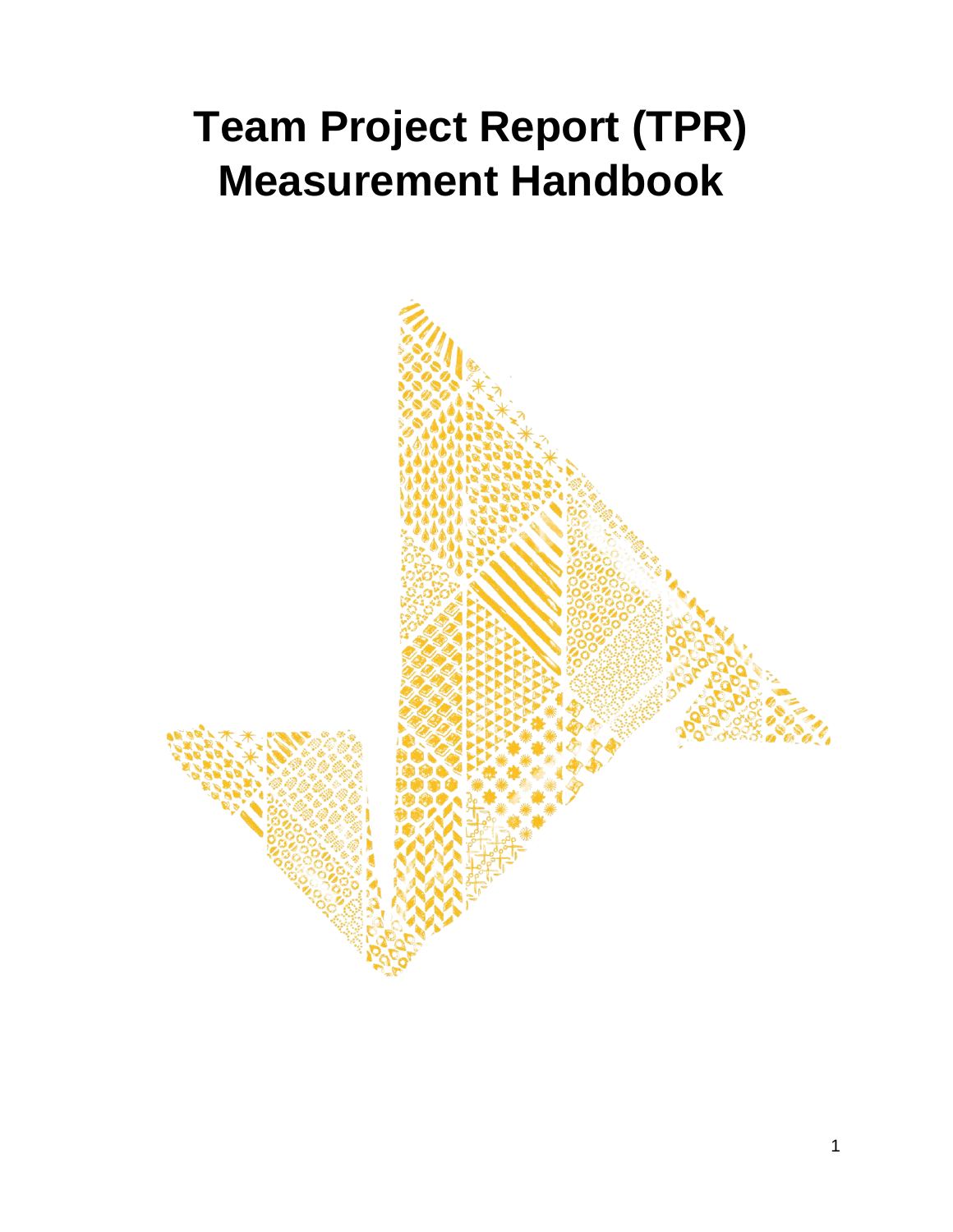# Team Project Report (TPR) Measurement Handbook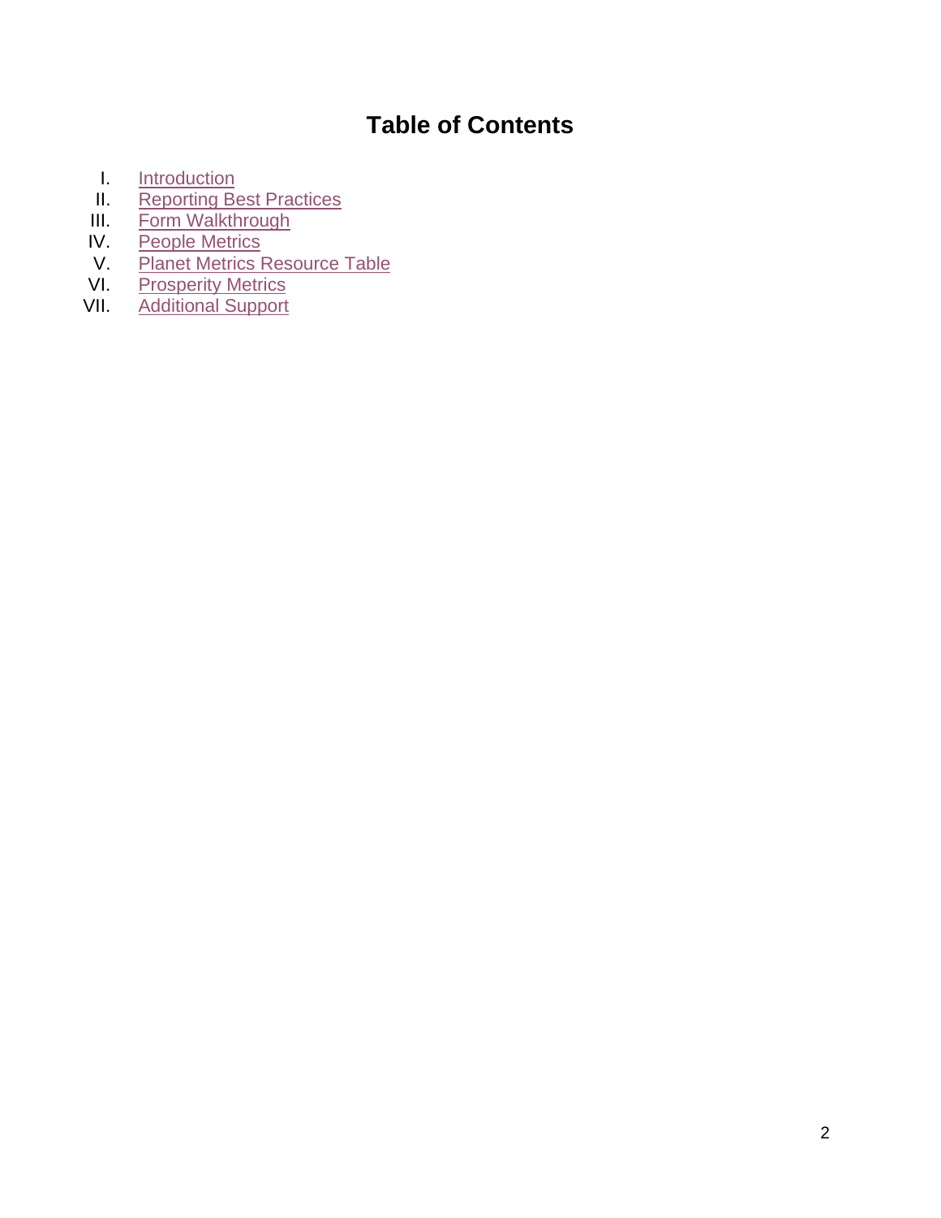# Table of Contents

I. Introduction
II. Reporting Best Practices
III. Form Walkthrough
IV. People Metrics
V. Planet Metrics Resource Table
VI. Prosperity Metrics
VII. Additional Support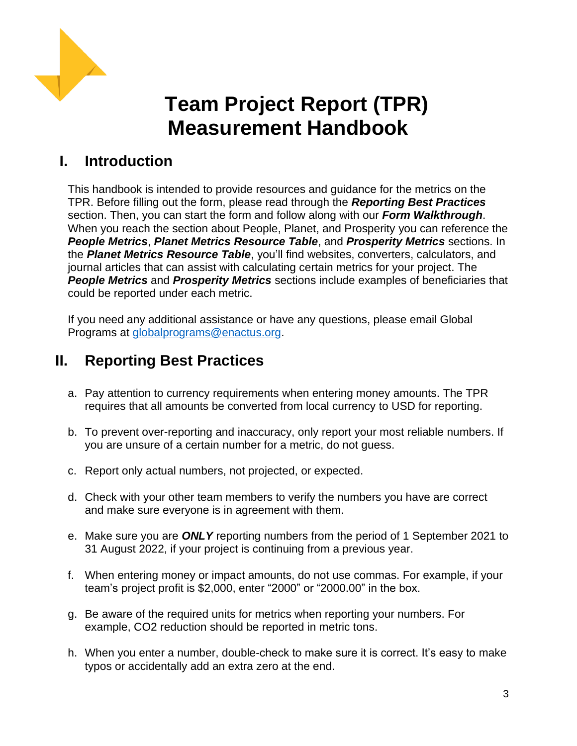# Team Project Report (TPR) Measurement Handbook

## I. Introduction

This handbook is intended to provide resources and guidance for the metrics on the TPR. Before filling out the form, please read through the ***Reporting Best Practices*** section. Then, you can start the form and follow along with our ***Form Walkthrough***. When you reach the section about People, Planet, and Prosperity you can reference the ***People Metrics***, ***Planet Metrics Resource Table***, and ***Prosperity Metrics*** sections. In the ***Planet Metrics Resource Table***, you'll find websites, converters, calculators, and journal articles that can assist with calculating certain metrics for your project. The ***People Metrics*** and ***Prosperity Metrics*** sections include examples of beneficiaries that could be reported under each metric.

If you need any additional assistance or have any questions, please email Global Programs at globalprograms@enactus.org.

## II. Reporting Best Practices

a. Pay attention to currency requirements when entering money amounts. The TPR requires that all amounts be converted from local currency to USD for reporting.

b. To prevent over-reporting and inaccuracy, only report your most reliable numbers. If you are unsure of a certain number for a metric, do not guess.

c. Report only actual numbers, not projected, or expected.

d. Check with your other team members to verify the numbers you have are correct and make sure everyone is in agreement with them.

e. Make sure you are ***ONLY*** reporting numbers from the period of 1 September 2021 to 31 August 2022, if your project is continuing from a previous year.

f. When entering money or impact amounts, do not use commas. For example, if your team's project profit is $2,000, enter "2000" or "2000.00" in the box.

g. Be aware of the required units for metrics when reporting your numbers. For example, $CO_2$ reduction should be reported in metric tons.

h. When you enter a number, double-check to make sure it is correct. It's easy to make typos or accidentally add an extra zero at the end.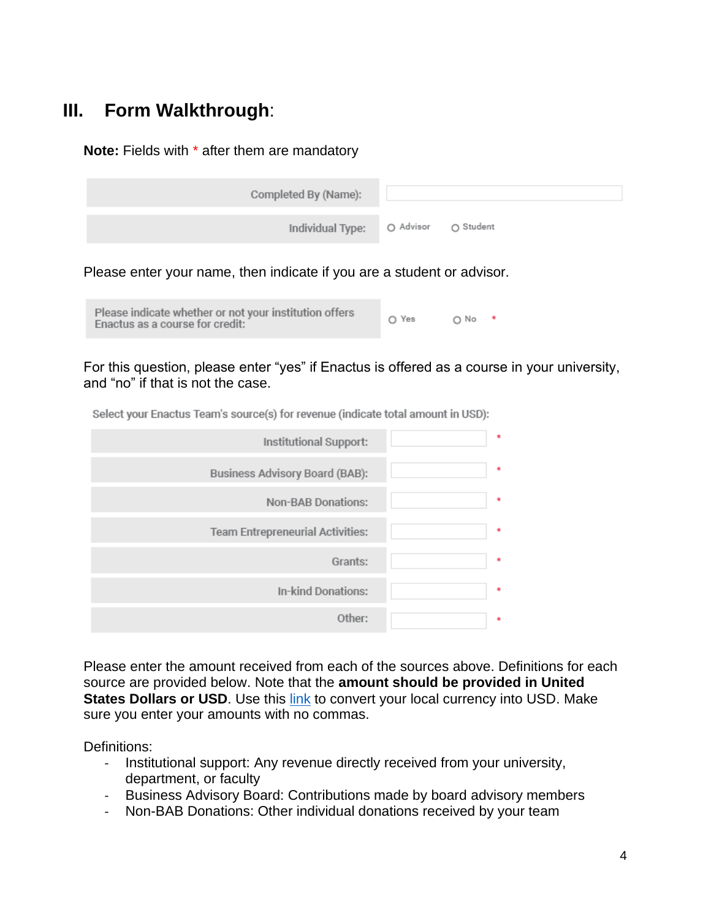# III. Form Walkthrough:

**Note:** Fields with * after them are mandatory

| | |
|---|---|
| Completed By (Name): | |
| Individual Type: | ○ Advisor ○ Student |

Please enter your name, then indicate if you are a student or advisor.

| | |
|---|---|
| Please indicate whether or not your institution offers Enactus as a course for credit: | ○ Yes ○ No * |

For this question, please enter "yes" if Enactus is offered as a course in your university, and "no" if that is not the case.

Select your Enactus Team's source(s) for revenue (indicate total amount in USD):

| | | |
|---|---|---|
| Institutional Support: | | * |
| Business Advisory Board (BAB): | | * |
| Non-BAB Donations: | | * |
| Team Entrepreneurial Activities: | | * |
| Grants: | | * |
| In-kind Donations: | | * |
| Other: | | * |

Please enter the amount received from each of the sources above. Definitions for each source are provided below. Note that the **amount should be provided in United States Dollars or USD**. Use this link to convert your local currency into USD. Make sure you enter your amounts with no commas.

Definitions:

- Institutional support: Any revenue directly received from your university, department, or faculty
- Business Advisory Board: Contributions made by board advisory members
- Non-BAB Donations: Other individual donations received by your team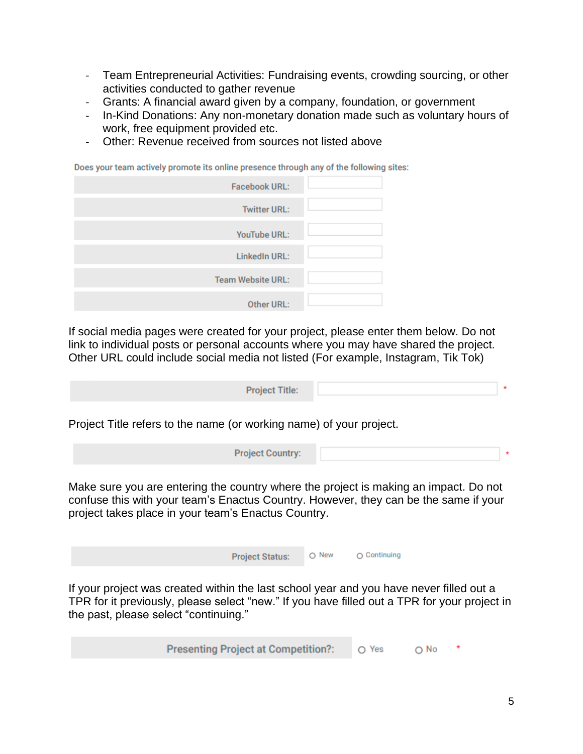- Team Entrepreneurial Activities: Fundraising events, crowding sourcing, or other activities conducted to gather revenue
- Grants: A financial award given by a company, foundation, or government
- In-Kind Donations: Any non-monetary donation made such as voluntary hours of work, free equipment provided etc.
- Other: Revenue received from sources not listed above

Does your team actively promote its online presence through any of the following sites:

| | |
|---|---|
| Facebook URL: | |
| Twitter URL: | |
| YouTube URL: | |
| LinkedIn URL: | |
| Team Website URL: | |
| Other URL: | |

If social media pages were created for your project, please enter them below. Do not link to individual posts or personal accounts where you may have shared the project. Other URL could include social media not listed (For example, Instagram, Tik Tok)

| | | |
|---|---|---|
| Project Title: | | * |

Project Title refers to the name (or working name) of your project.

| | | |
|---|---|---|
| Project Country: | | * |

Make sure you are entering the country where the project is making an impact. Do not confuse this with your team's Enactus Country. However, they can be the same if your project takes place in your team's Enactus Country.

| | | |
|---|---|---|
| Project Status: | ○ New | ○ Continuing |

If your project was created within the last school year and you have never filled out a TPR for it previously, please select "new." If you have filled out a TPR for your project in the past, please select "continuing."

| | | | |
|---|---|---|---|
| Presenting Project at Competition?: | ○ Yes | ○ No | * |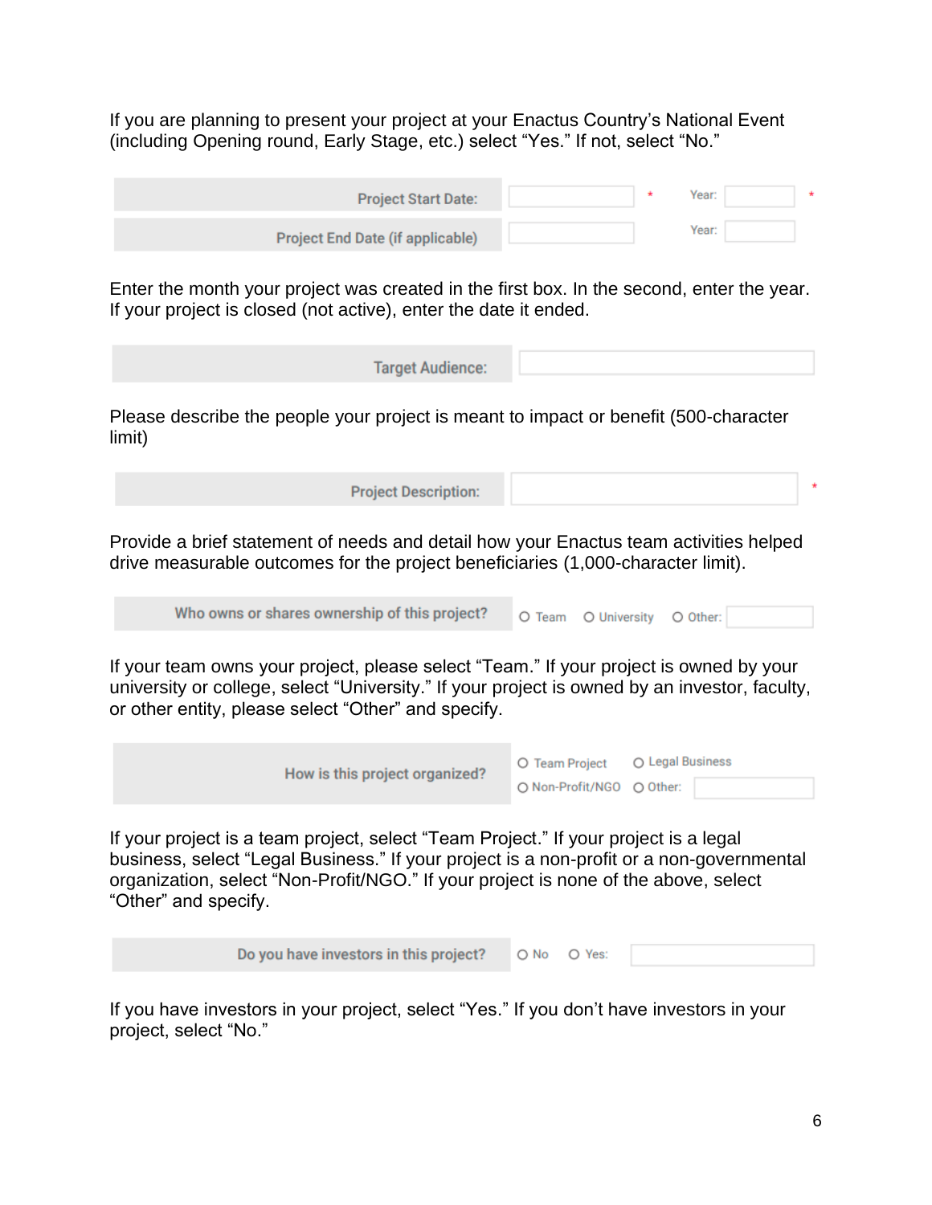If you are planning to present your project at your Enactus Country's National Event (including Opening round, Early Stage, etc.) select "Yes." If not, select "No."

| Project Start Date: | * | Year: | * |
|---|---|---|---|
| Project End Date (if applicable) | | Year: | |

Enter the month your project was created in the first box. In the second, enter the year. If your project is closed (not active), enter the date it ended.

| Target Audience: | |
|---|---|

Please describe the people your project is meant to impact or benefit (500-character limit)

| Project Description: | * |
|---|---|

Provide a brief statement of needs and detail how your Enactus team activities helped drive measurable outcomes for the project beneficiaries (1,000-character limit).

| Who owns or shares ownership of this project? | ○ Team ○ University ○ Other: |
|---|---|

If your team owns your project, please select "Team." If your project is owned by your university or college, select "University." If your project is owned by an investor, faculty, or other entity, please select "Other" and specify.

| How is this project organized? | ○ Team Project ○ Legal Business ○ Non-Profit/NGO ○ Other: |
|---|---|

If your project is a team project, select "Team Project." If your project is a legal business, select "Legal Business." If your project is a non-profit or a non-governmental organization, select "Non-Profit/NGO." If your project is none of the above, select "Other" and specify.

| Do you have investors in this project? | ○ No ○ Yes: |
|---|---|

If you have investors in your project, select "Yes." If you don't have investors in your project, select "No."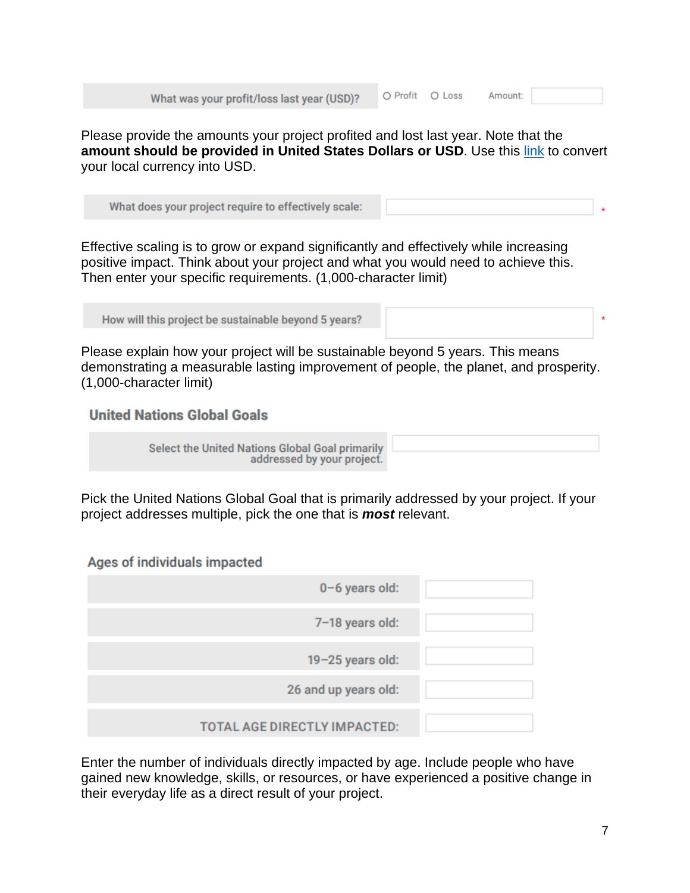| What was your profit/loss last year (USD)? | O Profit O Loss Amount: |
| --- | --- |

Please provide the amounts your project profited and lost last year. Note that the **amount should be provided in United States Dollars or USD**. Use this link to convert your local currency into USD.

| What does your project require to effectively scale: | * |
| --- | --- |

Effective scaling is to grow or expand significantly and effectively while increasing positive impact. Think about your project and what you would need to achieve this. Then enter your specific requirements. (1,000-character limit)

| How will this project be sustainable beyond 5 years? | * |
| --- | --- |

Please explain how your project will be sustainable beyond 5 years. This means demonstrating a measurable lasting improvement of people, the planet, and prosperity. (1,000-character limit)

## United Nations Global Goals

| Select the United Nations Global Goal primarily addressed by your project. | |
| --- | --- |

Pick the United Nations Global Goal that is primarily addressed by your project. If your project addresses multiple, pick the one that is ***most*** relevant.

## Ages of individuals impacted

| | |
| --- | --- |
| 0–6 years old: | |
| 7–18 years old: | |
| 19–25 years old: | |
| 26 and up years old: | |
| TOTAL AGE DIRECTLY IMPACTED: | |

Enter the number of individuals directly impacted by age. Include people who have gained new knowledge, skills, or resources, or have experienced a positive change in their everyday life as a direct result of your project.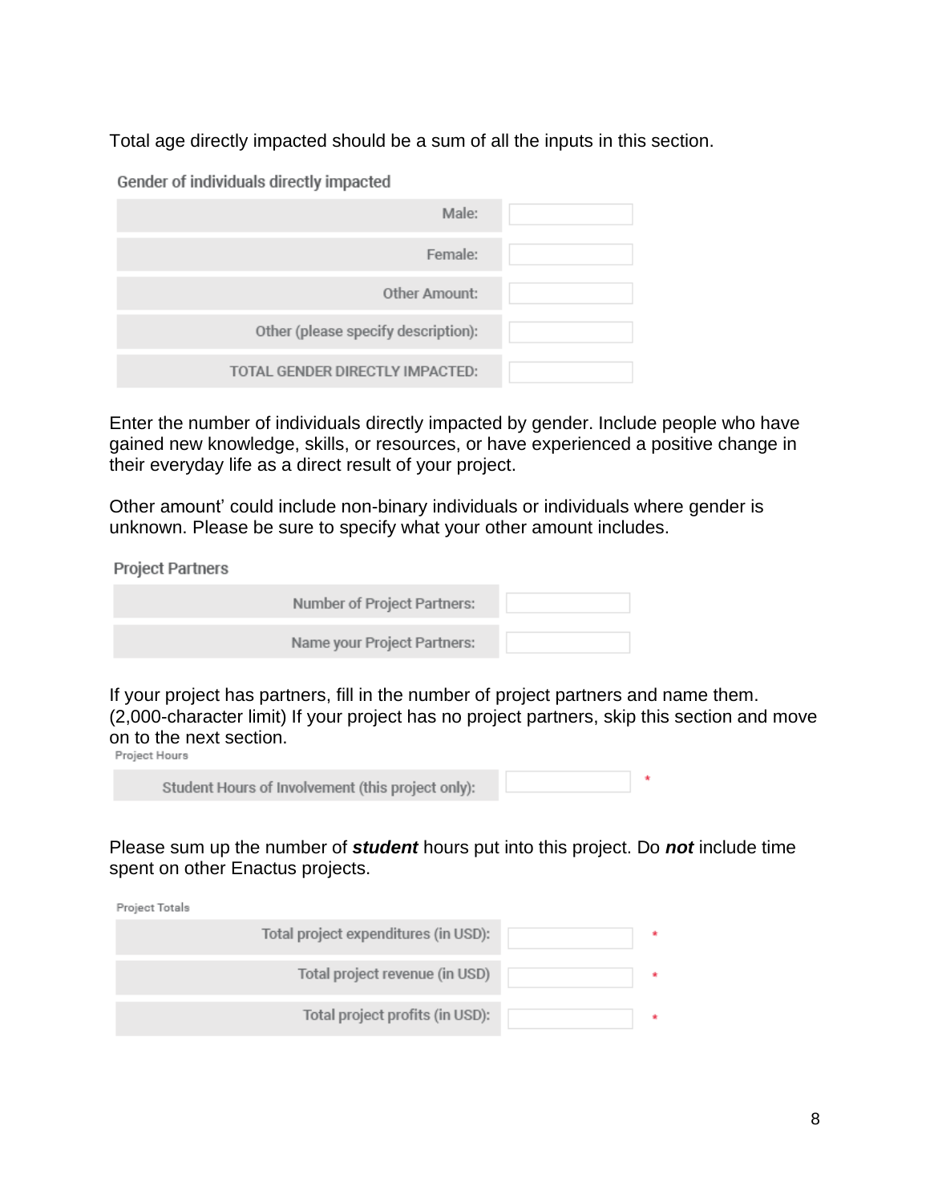Total age directly impacted should be a sum of all the inputs in this section.

**Gender of individuals directly impacted**

| Field | Value |
|---|---|
| Male: | |
| Female: | |
| Other Amount: | |
| Other (please specify description): | |
| TOTAL GENDER DIRECTLY IMPACTED: | |

Enter the number of individuals directly impacted by gender. Include people who have gained new knowledge, skills, or resources, or have experienced a positive change in their everyday life as a direct result of your project.

Other amount' could include non-binary individuals or individuals where gender is unknown. Please be sure to specify what your other amount includes.

**Project Partners**

| Field | Value |
|---|---|
| Number of Project Partners: | |
| Name your Project Partners: | |

If your project has partners, fill in the number of project partners and name them. (2,000-character limit) If your project has no project partners, skip this section and move on to the next section.

**Project Hours**

| Field | Value | |
|---|---|---|
| Student Hours of Involvement (this project only): | | * |

Please sum up the number of ***student*** hours put into this project. Do ***not*** include time spent on other Enactus projects.

**Project Totals**

| Field | Value | |
|---|---|---|
| Total project expenditures (in USD): | | * |
| Total project revenue (in USD) | | * |
| Total project profits (in USD): | | * |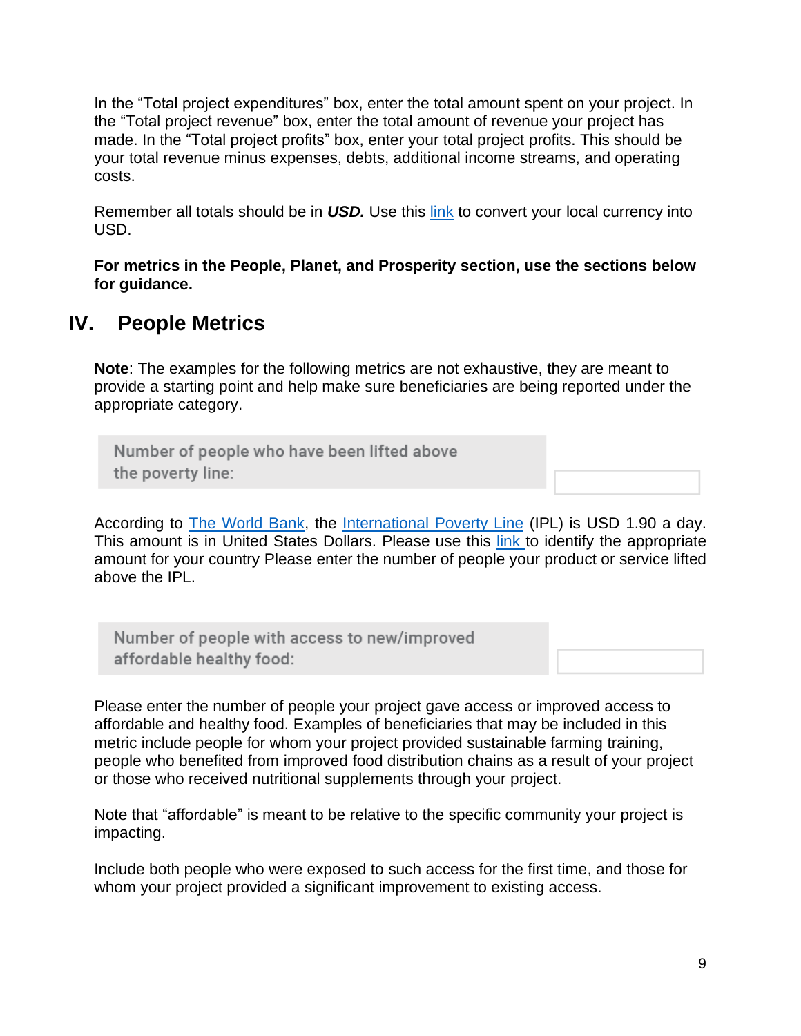In the "Total project expenditures" box, enter the total amount spent on your project. In the "Total project revenue" box, enter the total amount of revenue your project has made. In the "Total project profits" box, enter your total project profits. This should be your total revenue minus expenses, debts, additional income streams, and operating costs.

Remember all totals should be in ***USD.*** Use this link to convert your local currency into USD.

**For metrics in the People, Planet, and Prosperity section, use the sections below for guidance.**

## IV. People Metrics

**Note**: The examples for the following metrics are not exhaustive, they are meant to provide a starting point and help make sure beneficiaries are being reported under the appropriate category.

| Number of people who have been lifted above the poverty line: | |
|---|---|

According to The World Bank, the International Poverty Line (IPL) is USD 1.90 a day. This amount is in United States Dollars. Please use this link to identify the appropriate amount for your country Please enter the number of people your product or service lifted above the IPL.

| Number of people with access to new/improved affordable healthy food: | |
|---|---|

Please enter the number of people your project gave access or improved access to affordable and healthy food. Examples of beneficiaries that may be included in this metric include people for whom your project provided sustainable farming training, people who benefited from improved food distribution chains as a result of your project or those who received nutritional supplements through your project.

Note that "affordable" is meant to be relative to the specific community your project is impacting.

Include both people who were exposed to such access for the first time, and those for whom your project provided a significant improvement to existing access.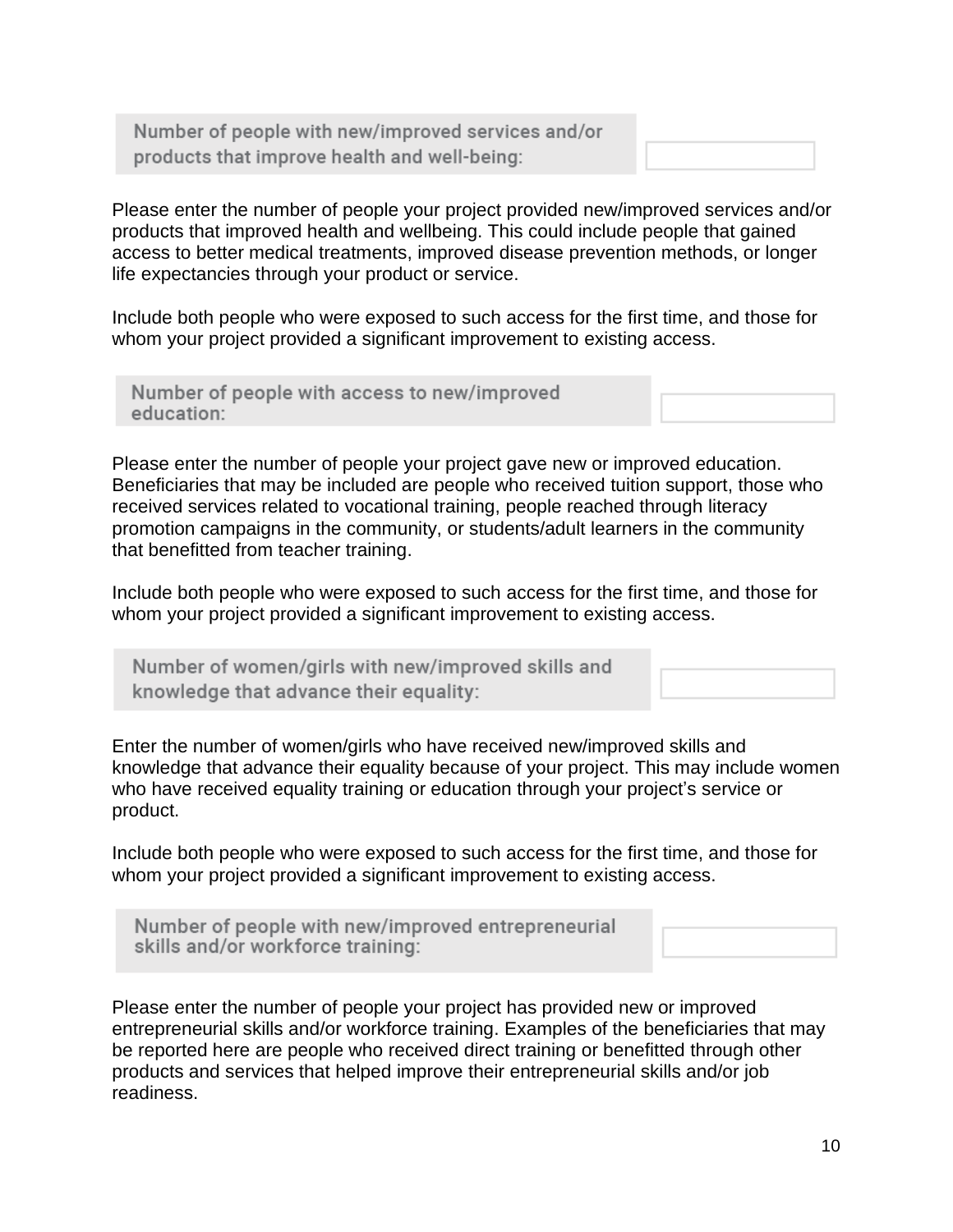**Number of people with new/improved services and/or products that improve health and well-being:**

Please enter the number of people your project provided new/improved services and/or products that improved health and wellbeing. This could include people that gained access to better medical treatments, improved disease prevention methods, or longer life expectancies through your product or service.

Include both people who were exposed to such access for the first time, and those for whom your project provided a significant improvement to existing access.

**Number of people with access to new/improved education:**

Please enter the number of people your project gave new or improved education. Beneficiaries that may be included are people who received tuition support, those who received services related to vocational training, people reached through literacy promotion campaigns in the community, or students/adult learners in the community that benefitted from teacher training.

Include both people who were exposed to such access for the first time, and those for whom your project provided a significant improvement to existing access.

**Number of women/girls with new/improved skills and knowledge that advance their equality:**

Enter the number of women/girls who have received new/improved skills and knowledge that advance their equality because of your project. This may include women who have received equality training or education through your project's service or product.

Include both people who were exposed to such access for the first time, and those for whom your project provided a significant improvement to existing access.

**Number of people with new/improved entrepreneurial skills and/or workforce training:**

Please enter the number of people your project has provided new or improved entrepreneurial skills and/or workforce training. Examples of the beneficiaries that may be reported here are people who received direct training or benefitted through other products and services that helped improve their entrepreneurial skills and/or job readiness.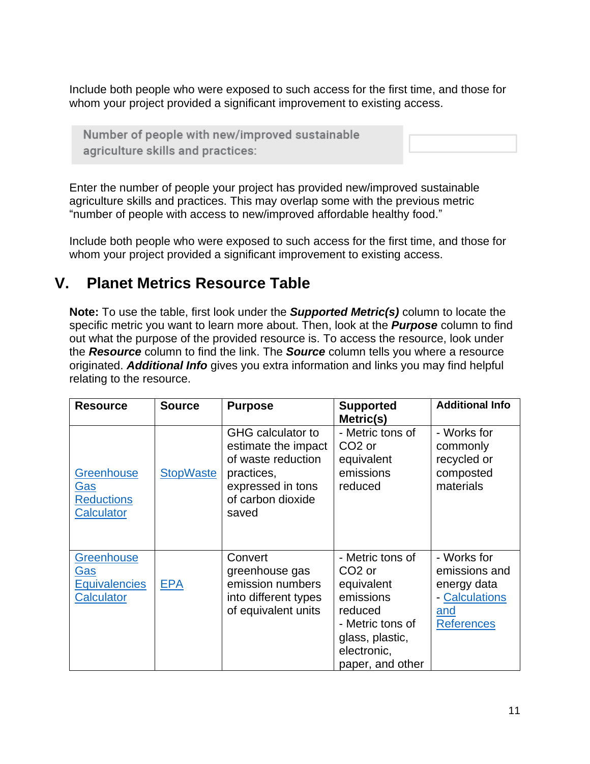Include both people who were exposed to such access for the first time, and those for whom your project provided a significant improvement to existing access.

| Number of people with new/improved sustainable agriculture skills and practices: | |
|---|---|

Enter the number of people your project has provided new/improved sustainable agriculture skills and practices. This may overlap some with the previous metric "number of people with access to new/improved affordable healthy food."

Include both people who were exposed to such access for the first time, and those for whom your project provided a significant improvement to existing access.

## V. Planet Metrics Resource Table

**Note:** To use the table, first look under the ***Supported Metric(s)*** column to locate the specific metric you want to learn more about. Then, look at the ***Purpose*** column to find out what the purpose of the provided resource is. To access the resource, look under the ***Resource*** column to find the link. The ***Source*** column tells you where a resource originated. ***Additional Info*** gives you extra information and links you may find helpful relating to the resource.

| Resource | Source | Purpose | Supported Metric(s) | Additional Info |
|---|---|---|---|---|
| Greenhouse Gas Reductions Calculator | StopWaste | GHG calculator to estimate the impact of waste reduction practices, expressed in tons of carbon dioxide saved | - Metric tons of CO2 or equivalent emissions reduced | - Works for commonly recycled or composted materials |
| Greenhouse Gas Equivalencies Calculator | EPA | Convert greenhouse gas emission numbers into different types of equivalent units | - Metric tons of CO2 or equivalent emissions reduced<br>- Metric tons of glass, plastic, electronic, paper, and other | - Works for emissions and energy data<br>- Calculations and References |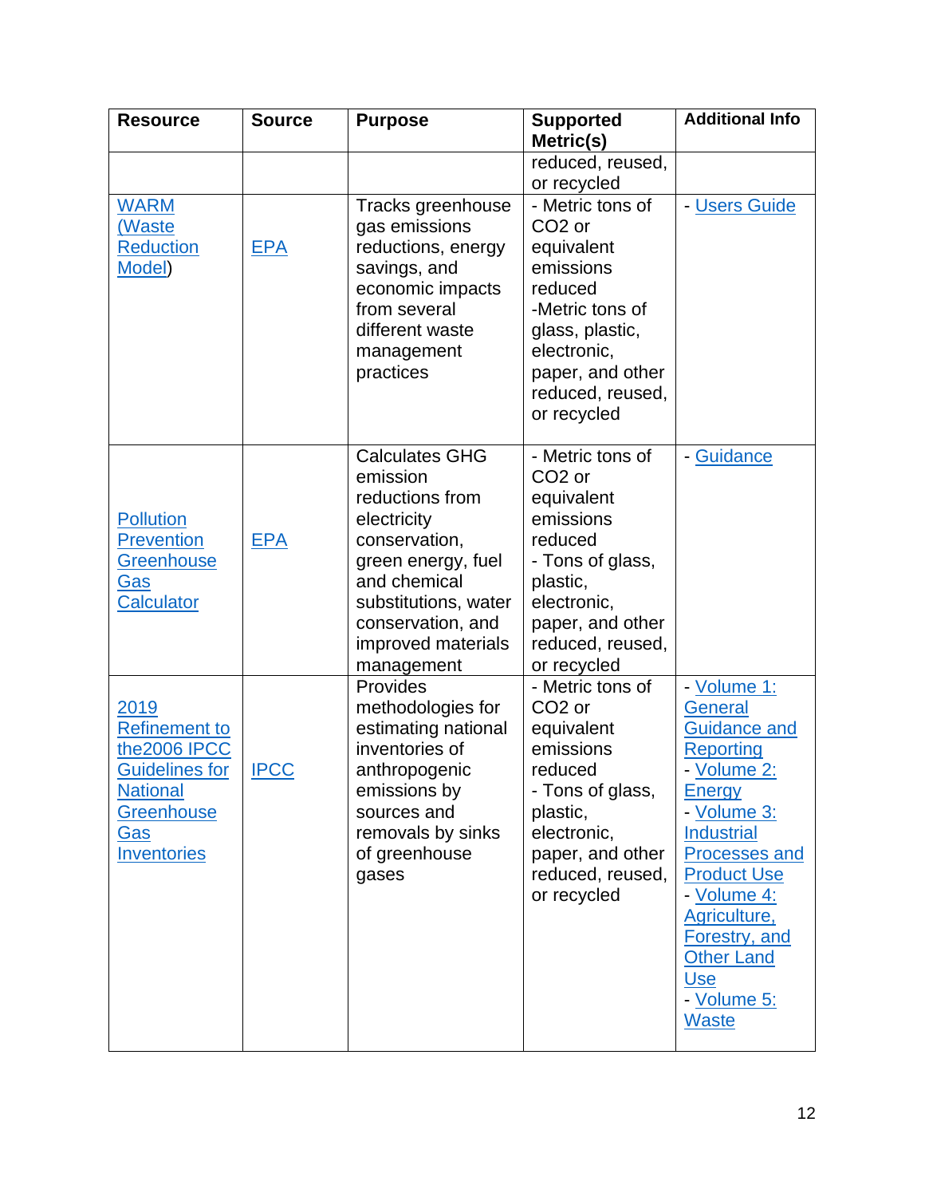| Resource | Source | Purpose | Supported Metric(s) | Additional Info |
|---|---|---|---|---|
| | | | reduced, reused, or recycled | |
| WARM (Waste Reduction Model) | EPA | Tracks greenhouse gas emissions reductions, energy savings, and economic impacts from several different waste management practices | - Metric tons of $CO_2$ or equivalent emissions reduced<br>-Metric tons of glass, plastic, electronic, paper, and other reduced, reused, or recycled | - Users Guide |
| Pollution Prevention Greenhouse Gas Calculator | EPA | Calculates GHG emission reductions from electricity conservation, green energy, fuel and chemical substitutions, water conservation, and improved materials management | - Metric tons of $CO_2$ or equivalent emissions reduced<br>- Tons of glass, plastic, electronic, paper, and other reduced, reused, or recycled | - Guidance |
| 2019 Refinement to the2006 IPCC Guidelines for National Greenhouse Gas Inventories | IPCC | Provides methodologies for estimating national inventories of anthropogenic emissions by sources and removals by sinks of greenhouse gases | - Metric tons of $CO_2$ or equivalent emissions reduced<br>- Tons of glass, plastic, electronic, paper, and other reduced, reused, or recycled | - Volume 1: General Guidance and Reporting<br>- Volume 2: Energy<br>- Volume 3: Industrial Processes and Product Use<br>- Volume 4: Agriculture, Forestry, and Other Land Use<br>- Volume 5: Waste |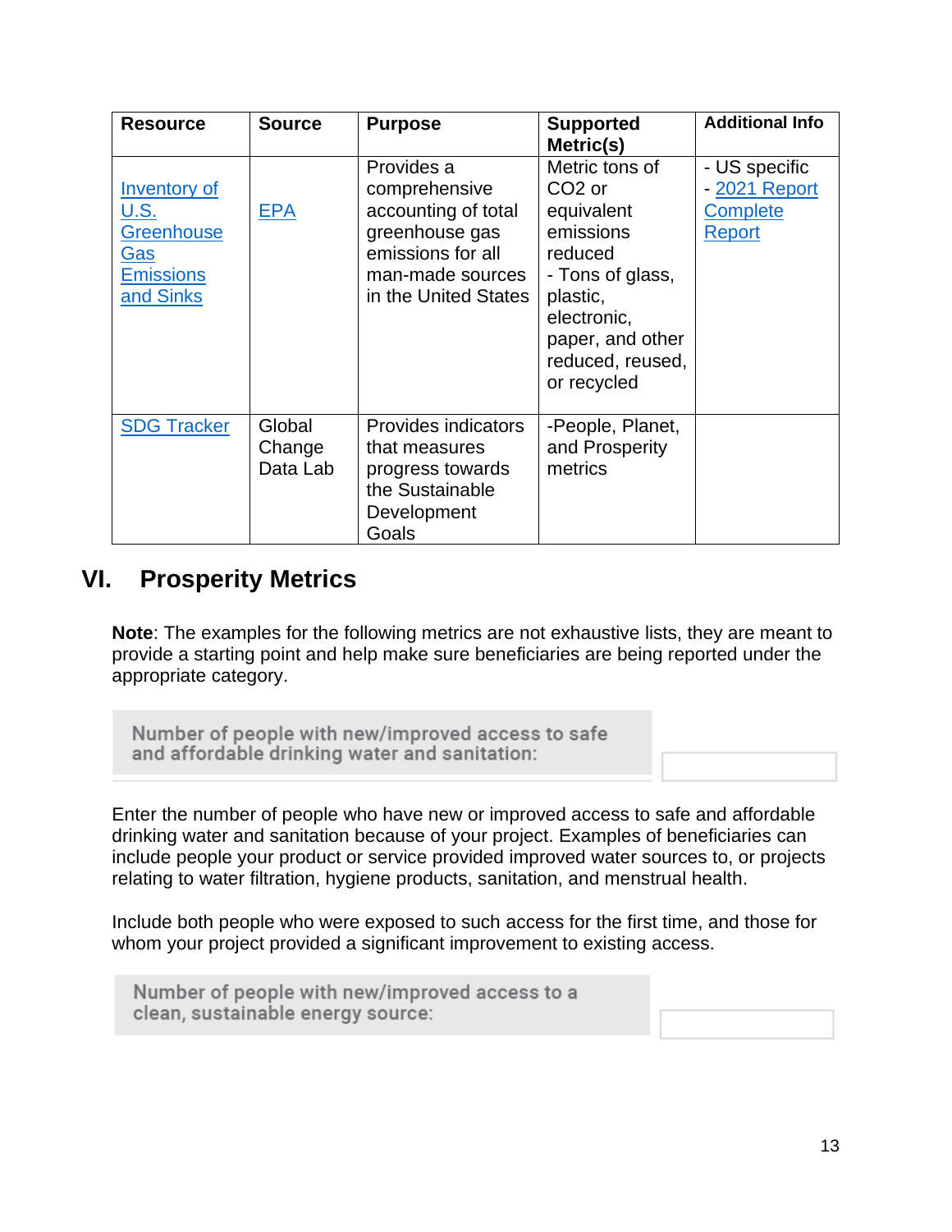| Resource | Source | Purpose | Supported Metric(s) | Additional Info |
|---|---|---|---|---|
| Inventory of U.S. Greenhouse Gas Emissions and Sinks | EPA | Provides a comprehensive accounting of total greenhouse gas emissions for all man-made sources in the United States | Metric tons of $CO_2$ or equivalent emissions reduced<br>- Tons of glass, plastic, electronic, paper, and other reduced, reused, or recycled | - US specific<br>- 2021 Report Complete Report |
| SDG Tracker | Global Change Data Lab | Provides indicators that measures progress towards the Sustainable Development Goals | -People, Planet, and Prosperity metrics | |

## VI. Prosperity Metrics

**Note**: The examples for the following metrics are not exhaustive lists, they are meant to provide a starting point and help make sure beneficiaries are being reported under the appropriate category.

| Number of people with new/improved access to safe and affordable drinking water and sanitation: | |
|---|---|

Enter the number of people who have new or improved access to safe and affordable drinking water and sanitation because of your project. Examples of beneficiaries can include people your product or service provided improved water sources to, or projects relating to water filtration, hygiene products, sanitation, and menstrual health.

Include both people who were exposed to such access for the first time, and those for whom your project provided a significant improvement to existing access.

| Number of people with new/improved access to a clean, sustainable energy source: | |
|---|---|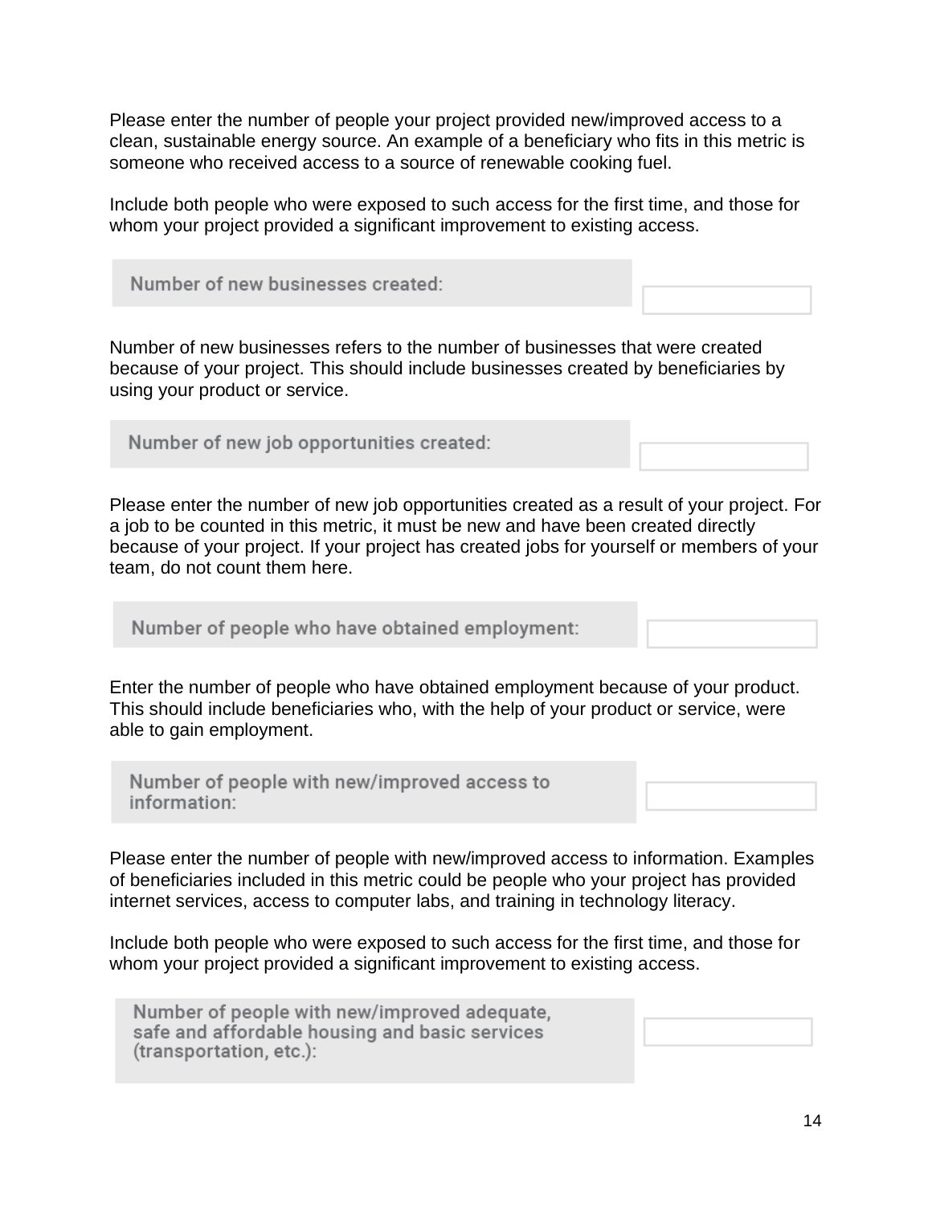Please enter the number of people your project provided new/improved access to a clean, sustainable energy source. An example of a beneficiary who fits in this metric is someone who received access to a source of renewable cooking fuel.

Include both people who were exposed to such access for the first time, and those for whom your project provided a significant improvement to existing access.

| Number of new businesses created: | |
|---|---|

Number of new businesses refers to the number of businesses that were created because of your project. This should include businesses created by beneficiaries by using your product or service.

| Number of new job opportunities created: | |
|---|---|

Please enter the number of new job opportunities created as a result of your project. For a job to be counted in this metric, it must be new and have been created directly because of your project. If your project has created jobs for yourself or members of your team, do not count them here.

| Number of people who have obtained employment: | |
|---|---|

Enter the number of people who have obtained employment because of your product. This should include beneficiaries who, with the help of your product or service, were able to gain employment.

| Number of people with new/improved access to information: | |
|---|---|

Please enter the number of people with new/improved access to information. Examples of beneficiaries included in this metric could be people who your project has provided internet services, access to computer labs, and training in technology literacy.

Include both people who were exposed to such access for the first time, and those for whom your project provided a significant improvement to existing access.

| Number of people with new/improved adequate, safe and affordable housing and basic services (transportation, etc.): | |
|---|---|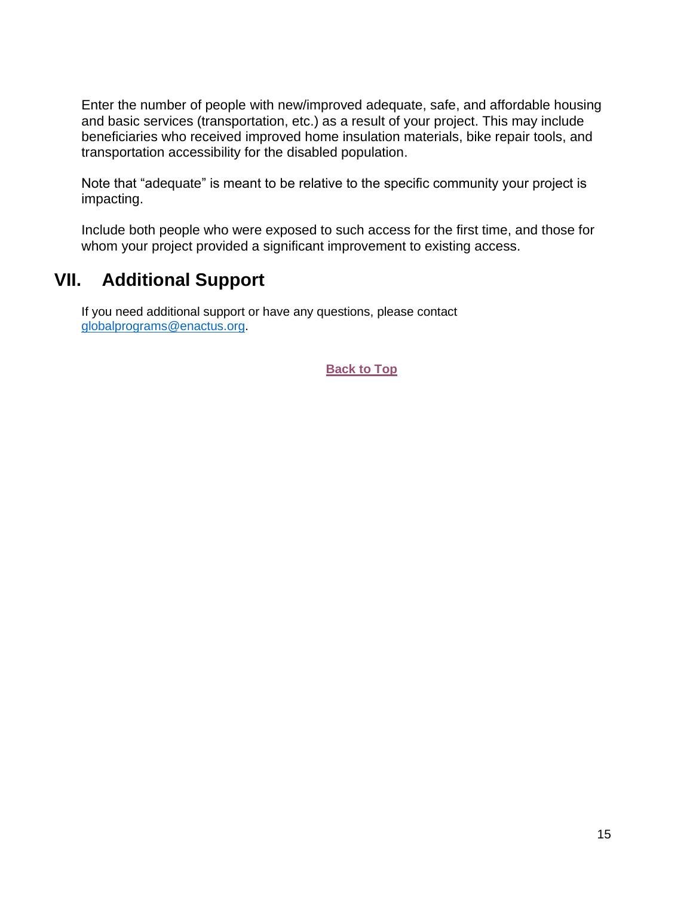Enter the number of people with new/improved adequate, safe, and affordable housing and basic services (transportation, etc.) as a result of your project. This may include beneficiaries who received improved home insulation materials, bike repair tools, and transportation accessibility for the disabled population.

Note that "adequate" is meant to be relative to the specific community your project is impacting.

Include both people who were exposed to such access for the first time, and those for whom your project provided a significant improvement to existing access.

## VII. Additional Support

If you need additional support or have any questions, please contact globalprograms@enactus.org.

**Back to Top**